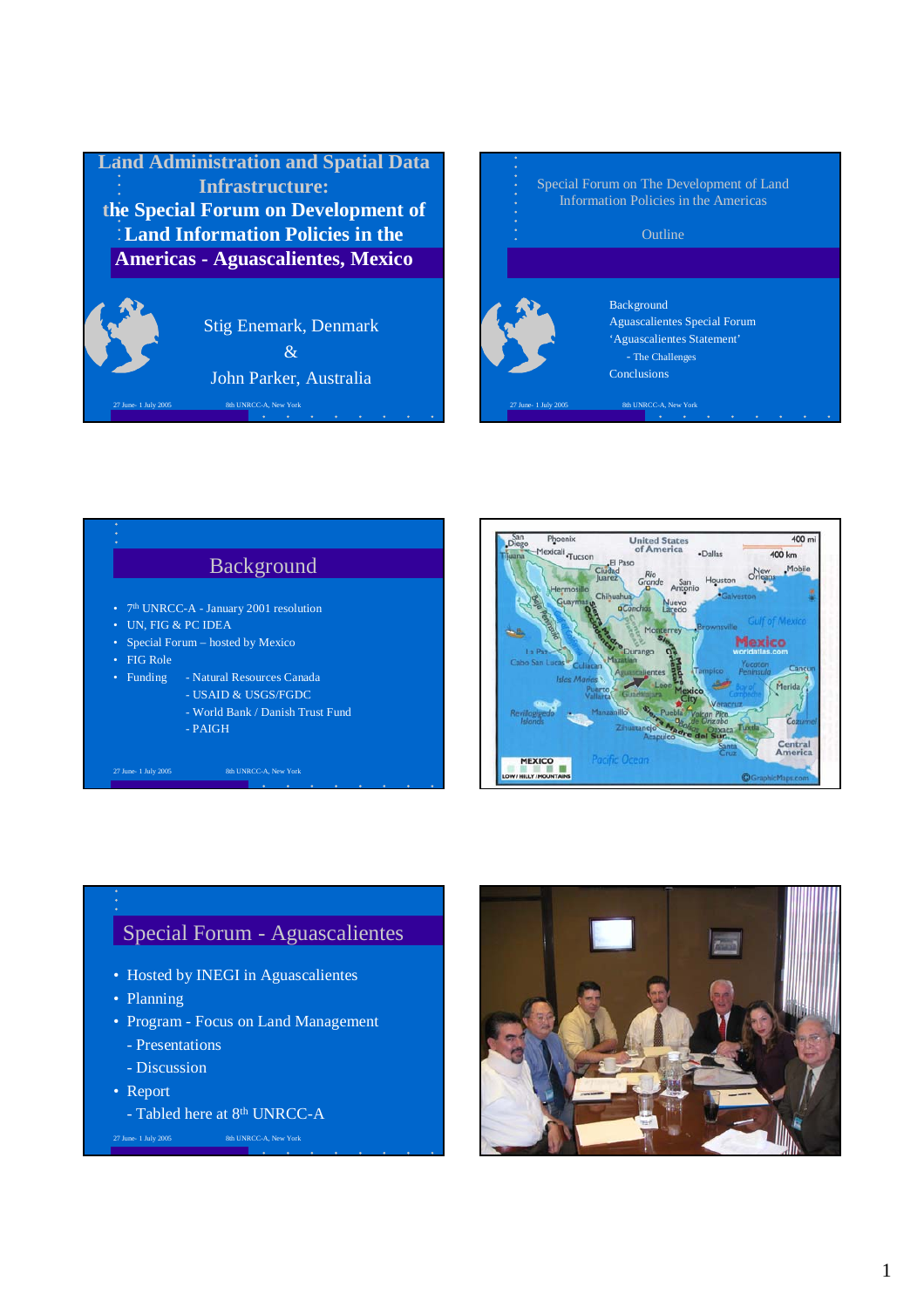# Land Administration and Spatial Data Infrastructure: the Special Forum on Development of Land Information Policies in the Americas - Aguascalientes, Mexico

Stig Enemark, Denmark

&

John Parker, Australia

27 June- 1 July 2005 — 8th UNRCC-A, New York

## Special Forum on The Development of Land Information Policies in the Americas

Outline

- Background
- Aguascalientes Special Forum
- 'Aguascalientes Statement'
  - The Challenges
- Conclusions

27 June- 1 July 2005 — 8th UNRCC-A, New York

## Background

- 7th UNRCC-A - January 2001 resolution
- UN, FIG & PC IDEA
- Special Forum – hosted by Mexico
- FIG Role
- Funding
  - Natural Resources Canada
  - USAID & USGS/FGDC
  - World Bank / Danish Trust Fund
  - PAIGH

27 June- 1 July 2005 — 8th UNRCC-A, New York

## Special Forum - Aguascalientes

- Hosted by INEGI in Aguascalientes
- Planning
- Program - Focus on Land Management
  - Presentations
  - Discussion
- Report
  - Tabled here at 8th UNRCC-A

27 June- 1 July 2005 — 8th UNRCC-A, New York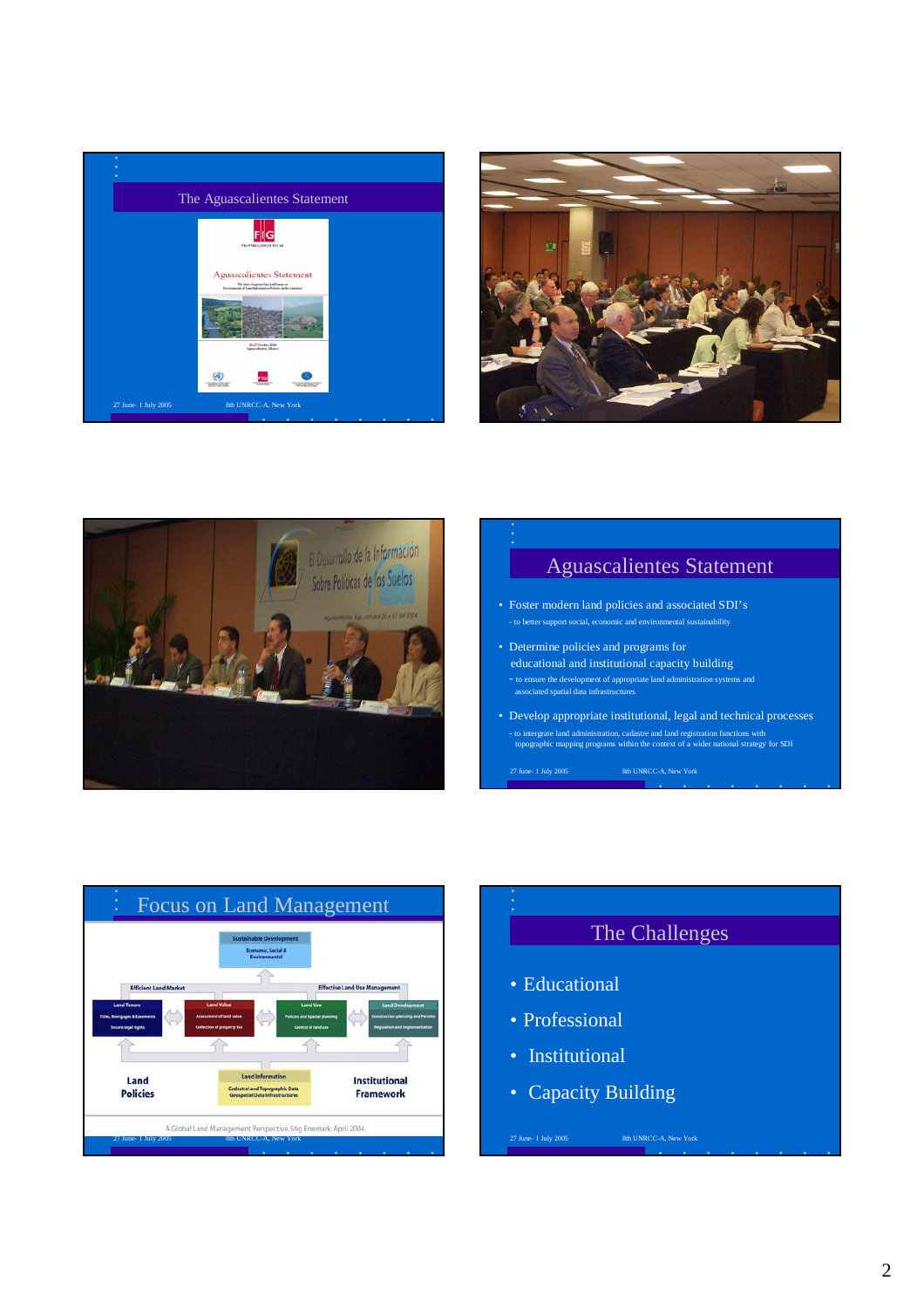## The Aguascalientes Statement

## Aguascalientes Statement

- Foster modern land policies and associated SDI's
  - to better support social, economic and environmental sustainability
- Determine policies and programs for educational and institutional capacity building
  - to ensure the development of appropriate land administration systems and associated spatial data infrastructures
- Develop appropriate institutional, legal and technical processes
  - to intergrate land administration, cadastre and land registration functions with topographic mapping programs within the context of a wider national strategy for SDI

## Focus on Land Management

Sustainable Development
Economic, Social & Environmental

Efficient Land Market
Effective Land Use Management

Land Tenure
Titles, Mortgages & Easements
Secure legal rights

Land Value
Assessment of land value
Collection of property tax

Land Use
Policies and Spatial planning
Control of land use

Land Development
Construction planning and Permits
Regulation and implementation

Land Policies

Land Information
Cadastral and Topographic Data
Geospatial Data Infrastructures

Institutional Framework

A Global Land Management Perspective. Stig Enemark, April 2004.

## The Challenges

- Educational
- Professional
- Institutional
- Capacity Building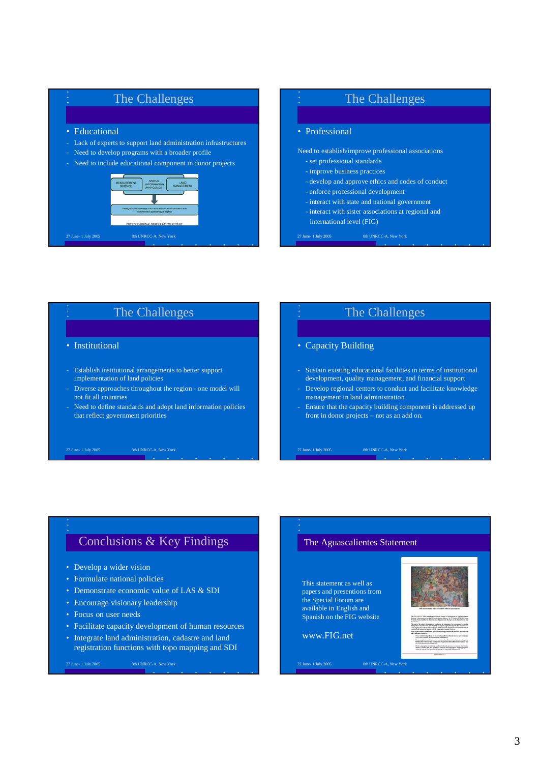## The Challenges

- Educational
  - Lack of experts to support land administration infrastructures
  - Need to develop programs with a broader profile
  - Need to include educational component in donor projects

MEASUREMENT SCIENCE | SPATIAL INFORMATION MANAGEMENT | LAND MANAGEMENT

THE EDUCATIONAL PROFILE OF THE FUTURE

## The Challenges

- Professional

Need to establish/improve professional associations
- set professional standards
- improve business practices
- develop and approve ethics and codes of conduct
- enforce professional development
- interact with state and national government
- interact with sister associations at regional and international level (FIG)

## The Challenges

- Institutional
  - Establish institutional arrangements to better support implementation of land policies
  - Diverse approaches throughout the region - one model will not fit all countries
  - Need to define standards and adopt land information policies that reflect government priorities

## The Challenges

- Capacity Building
  - Sustain existing educational facilities in terms of institutional development, quality management, and financial support
  - Develop regional centers to conduct and facilitate knowledge management in land administration
  - Ensure that the capacity building component is addressed up front in donor projects – not as an add on.

## Conclusions & Key Findings

- Develop a wider vision
- Formulate national policies
- Demonstrate economic value of LAS & SDI
- Encourage visionary leadership
- Focus on user needs
- Facilitate capacity development of human resources
- Integrate land administration, cadastre and land registration functions with topo mapping and SDI

## The Aguascalientes Statement

This statement as well as papers and presentions from the Special Forum are available in English and Spanish on the FIG website

www.FIG.net